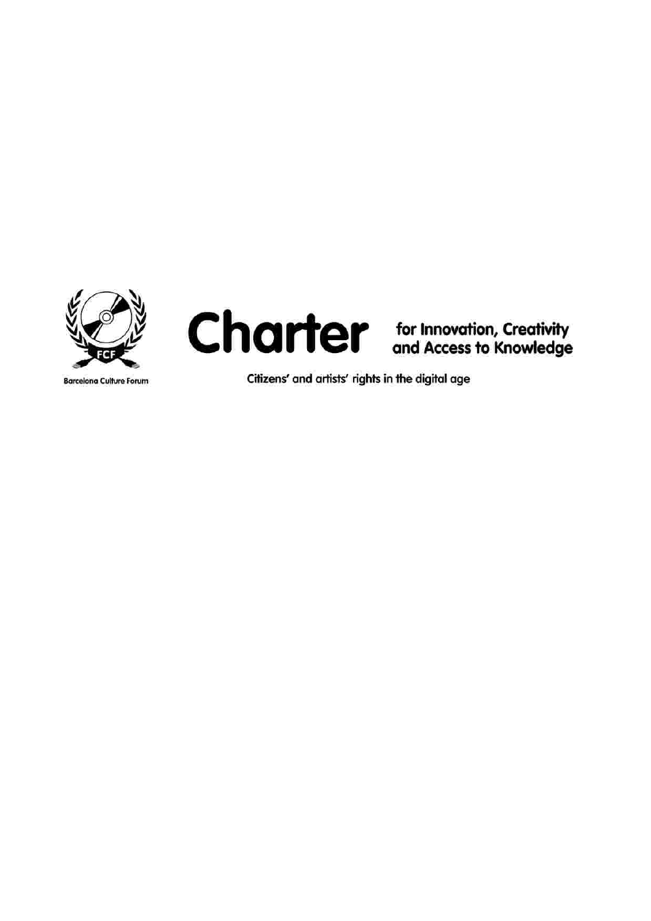Barcelona Culture Forum

# Charter for Innovation, Creativity and Access to Knowledge

Citizens' and artists' rights in the digital age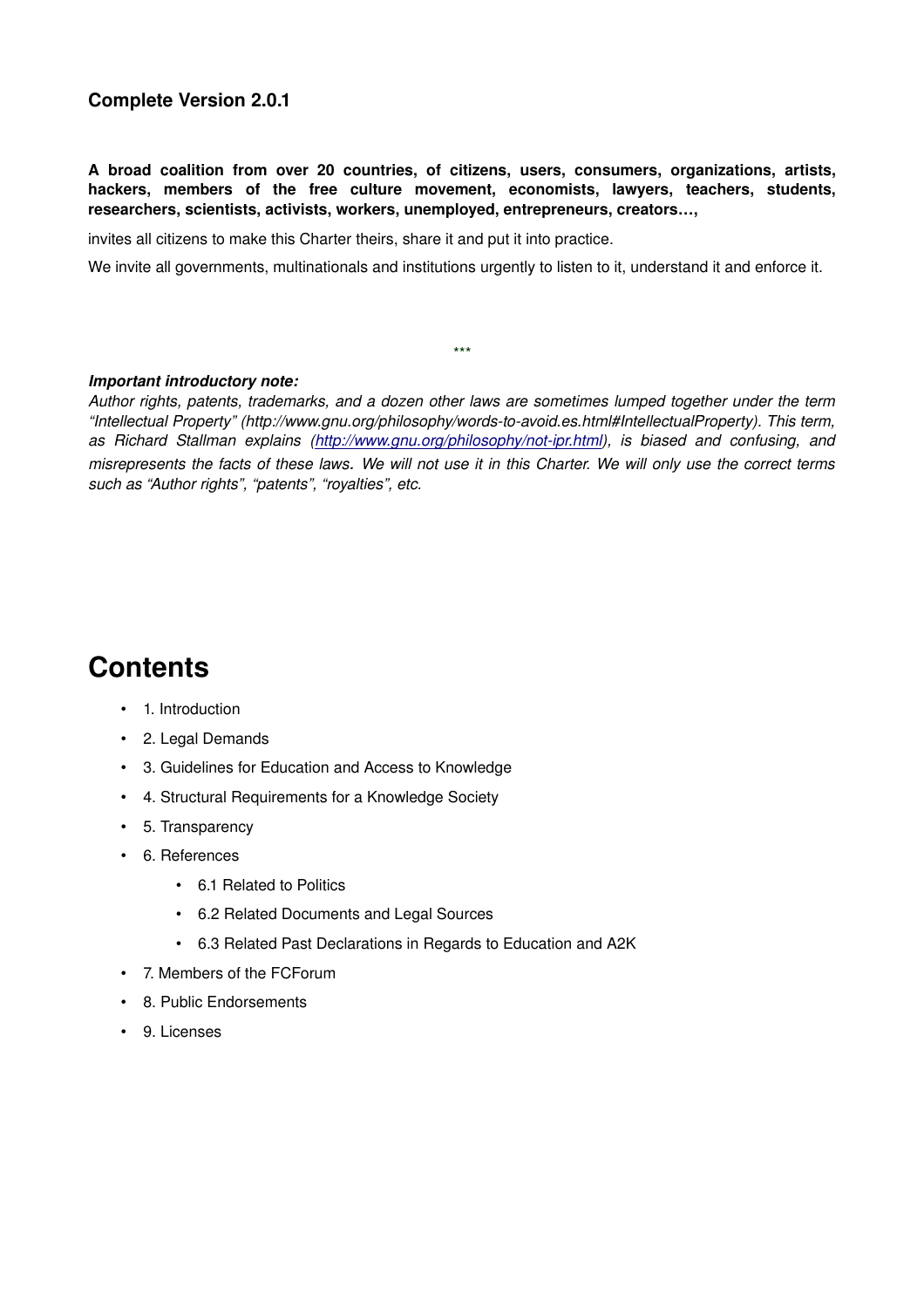**Complete Version 2.0.1**

**A broad coalition from over 20 countries, of citizens, users, consumers, organizations, artists, hackers, members of the free culture movement, economists, lawyers, teachers, students, researchers, scientists, activists, workers, unemployed, entrepreneurs, creators…,**

invites all citizens to make this Charter theirs, share it and put it into practice.

We invite all governments, multinationals and institutions urgently to listen to it, understand it and enforce it.

\*\*\*

***Important introductory note:***

*Author rights, patents, trademarks, and a dozen other laws are sometimes lumped together under the term "Intellectual Property" (http://www.gnu.org/philosophy/words-to-avoid.es.html#IntellectualProperty). This term, as Richard Stallman explains ([http://www.gnu.org/philosophy/not-ipr.html](http://www.gnu.org/philosophy/not-ipr.html)), is biased and confusing, and misrepresents the facts of these laws. We will not use it in this Charter. We will only use the correct terms such as "Author rights", "patents", "royalties", etc.*

# Contents

- 1. Introduction
- 2. Legal Demands
- 3. Guidelines for Education and Access to Knowledge
- 4. Structural Requirements for a Knowledge Society
- 5. Transparency
- 6. References
  - 6.1 Related to Politics
  - 6.2 Related Documents and Legal Sources
  - 6.3 Related Past Declarations in Regards to Education and A2K
- 7. Members of the FCForum
- 8. Public Endorsements
- 9. Licenses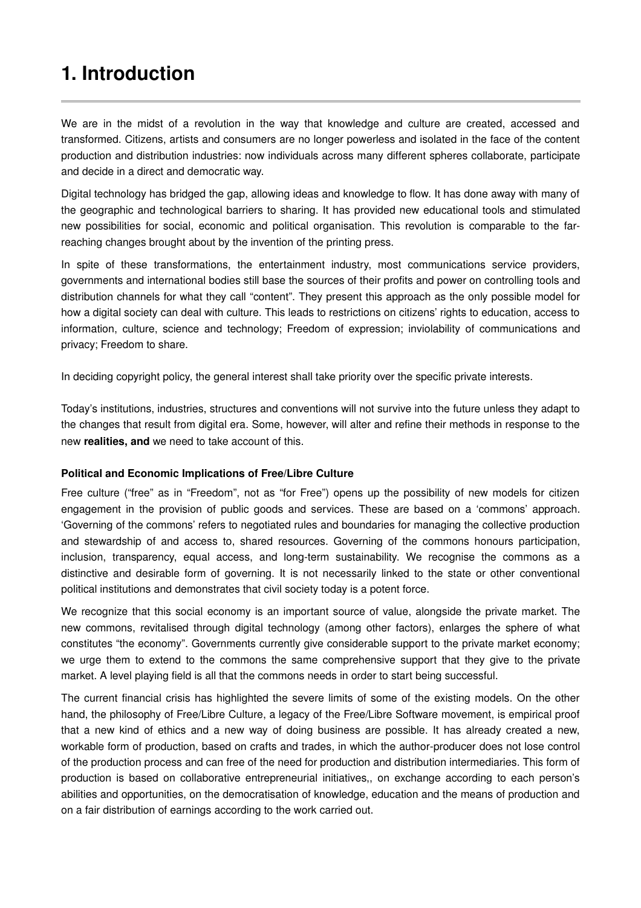# 1. Introduction

We are in the midst of a revolution in the way that knowledge and culture are created, accessed and transformed. Citizens, artists and consumers are no longer powerless and isolated in the face of the content production and distribution industries: now individuals across many different spheres collaborate, participate and decide in a direct and democratic way.

Digital technology has bridged the gap, allowing ideas and knowledge to flow. It has done away with many of the geographic and technological barriers to sharing. It has provided new educational tools and stimulated new possibilities for social, economic and political organisation. This revolution is comparable to the far-reaching changes brought about by the invention of the printing press.

In spite of these transformations, the entertainment industry, most communications service providers, governments and international bodies still base the sources of their profits and power on controlling tools and distribution channels for what they call "content". They present this approach as the only possible model for how a digital society can deal with culture. This leads to restrictions on citizens' rights to education, access to information, culture, science and technology; Freedom of expression; inviolability of communications and privacy; Freedom to share.

In deciding copyright policy, the general interest shall take priority over the specific private interests.

Today's institutions, industries, structures and conventions will not survive into the future unless they adapt to the changes that result from digital era. Some, however, will alter and refine their methods in response to the new **realities, and** we need to take account of this.

**Political and Economic Implications of Free/Libre Culture**

Free culture ("free" as in "Freedom", not as "for Free") opens up the possibility of new models for citizen engagement in the provision of public goods and services. These are based on a 'commons' approach. 'Governing of the commons' refers to negotiated rules and boundaries for managing the collective production and stewardship of and access to, shared resources. Governing of the commons honours participation, inclusion, transparency, equal access, and long-term sustainability. We recognise the commons as a distinctive and desirable form of governing. It is not necessarily linked to the state or other conventional political institutions and demonstrates that civil society today is a potent force.

We recognize that this social economy is an important source of value, alongside the private market. The new commons, revitalised through digital technology (among other factors), enlarges the sphere of what constitutes "the economy". Governments currently give considerable support to the private market economy; we urge them to extend to the commons the same comprehensive support that they give to the private market. A level playing field is all that the commons needs in order to start being successful.

The current financial crisis has highlighted the severe limits of some of the existing models. On the other hand, the philosophy of Free/Libre Culture, a legacy of the Free/Libre Software movement, is empirical proof that a new kind of ethics and a new way of doing business are possible. It has already created a new, workable form of production, based on crafts and trades, in which the author-producer does not lose control of the production process and can free of the need for production and distribution intermediaries. This form of production is based on collaborative entrepreneurial initiatives,, on exchange according to each person's abilities and opportunities, on the democratisation of knowledge, education and the means of production and on a fair distribution of earnings according to the work carried out.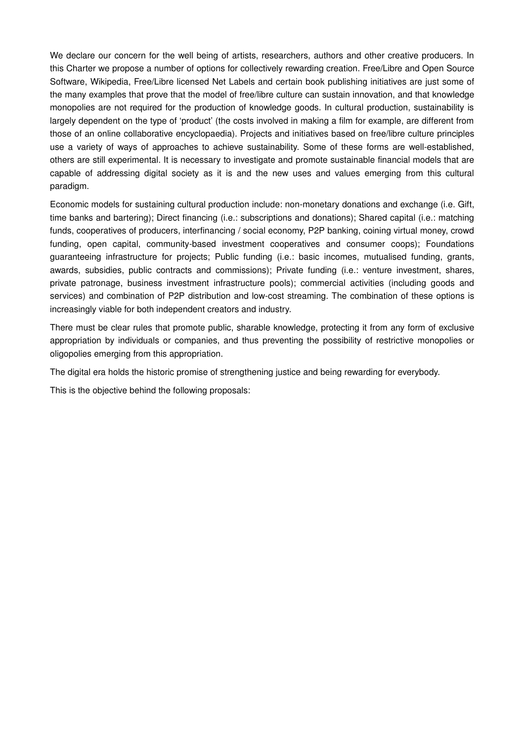We declare our concern for the well being of artists, researchers, authors and other creative producers. In this Charter we propose a number of options for collectively rewarding creation. Free/Libre and Open Source Software, Wikipedia, Free/Libre licensed Net Labels and certain book publishing initiatives are just some of the many examples that prove that the model of free/libre culture can sustain innovation, and that knowledge monopolies are not required for the production of knowledge goods. In cultural production, sustainability is largely dependent on the type of 'product' (the costs involved in making a film for example, are different from those of an online collaborative encyclopaedia). Projects and initiatives based on free/libre culture principles use a variety of ways of approaches to achieve sustainability. Some of these forms are well-established, others are still experimental. It is necessary to investigate and promote sustainable financial models that are capable of addressing digital society as it is and the new uses and values emerging from this cultural paradigm.

Economic models for sustaining cultural production include: non-monetary donations and exchange (i.e. Gift, time banks and bartering); Direct financing (i.e.: subscriptions and donations); Shared capital (i.e.: matching funds, cooperatives of producers, interfinancing / social economy, P2P banking, coining virtual money, crowd funding, open capital, community-based investment cooperatives and consumer coops); Foundations guaranteeing infrastructure for projects; Public funding (i.e.: basic incomes, mutualised funding, grants, awards, subsidies, public contracts and commissions); Private funding (i.e.: venture investment, shares, private patronage, business investment infrastructure pools); commercial activities (including goods and services) and combination of P2P distribution and low-cost streaming. The combination of these options is increasingly viable for both independent creators and industry.

There must be clear rules that promote public, sharable knowledge, protecting it from any form of exclusive appropriation by individuals or companies, and thus preventing the possibility of restrictive monopolies or oligopolies emerging from this appropriation.

The digital era holds the historic promise of strengthening justice and being rewarding for everybody.

This is the objective behind the following proposals: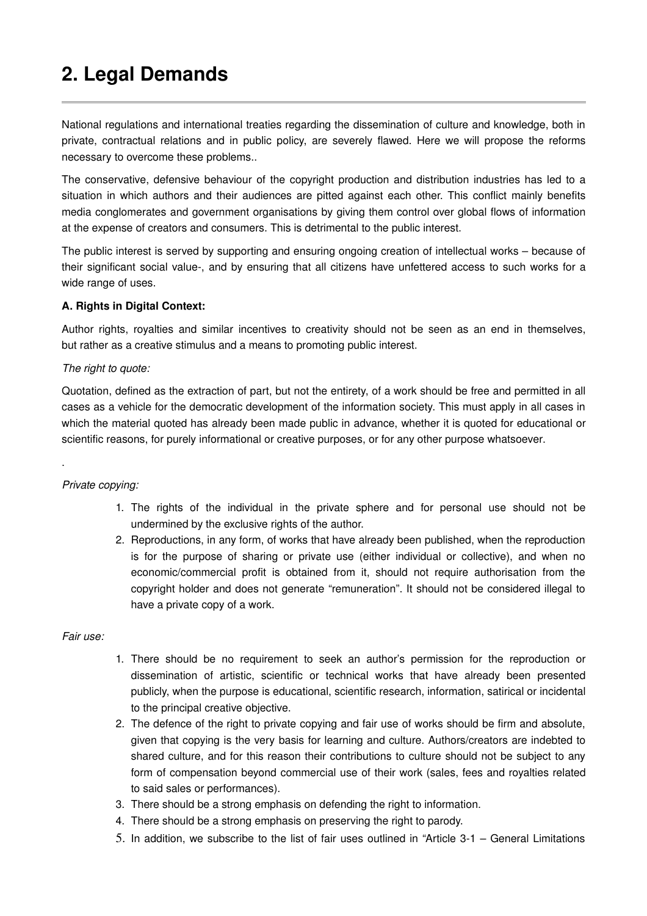# 2. Legal Demands

National regulations and international treaties regarding the dissemination of culture and knowledge, both in private, contractual relations and in public policy, are severely flawed. Here we will propose the reforms necessary to overcome these problems..

The conservative, defensive behaviour of the copyright production and distribution industries has led to a situation in which authors and their audiences are pitted against each other. This conflict mainly benefits media conglomerates and government organisations by giving them control over global flows of information at the expense of creators and consumers. This is detrimental to the public interest.

The public interest is served by supporting and ensuring ongoing creation of intellectual works – because of their significant social value-, and by ensuring that all citizens have unfettered access to such works for a wide range of uses.

**A. Rights in Digital Context:**

Author rights, royalties and similar incentives to creativity should not be seen as an end in themselves, but rather as a creative stimulus and a means to promoting public interest.

*The right to quote:*

Quotation, defined as the extraction of part, but not the entirety, of a work should be free and permitted in all cases as a vehicle for the democratic development of the information society. This must apply in all cases in which the material quoted has already been made public in advance, whether it is quoted for educational or scientific reasons, for purely informational or creative purposes, or for any other purpose whatsoever.

.

*Private copying:*

1. The rights of the individual in the private sphere and for personal use should not be undermined by the exclusive rights of the author.
2. Reproductions, in any form, of works that have already been published, when the reproduction is for the purpose of sharing or private use (either individual or collective), and when no economic/commercial profit is obtained from it, should not require authorisation from the copyright holder and does not generate "remuneration". It should not be considered illegal to have a private copy of a work.

*Fair use:*

1. There should be no requirement to seek an author's permission for the reproduction or dissemination of artistic, scientific or technical works that have already been presented publicly, when the purpose is educational, scientific research, information, satirical or incidental to the principal creative objective.
2. The defence of the right to private copying and fair use of works should be firm and absolute, given that copying is the very basis for learning and culture. Authors/creators are indebted to shared culture, and for this reason their contributions to culture should not be subject to any form of compensation beyond commercial use of their work (sales, fees and royalties related to said sales or performances).
3. There should be a strong emphasis on defending the right to information.
4. There should be a strong emphasis on preserving the right to parody.
5. In addition, we subscribe to the list of fair uses outlined in "Article 3-1 – General Limitations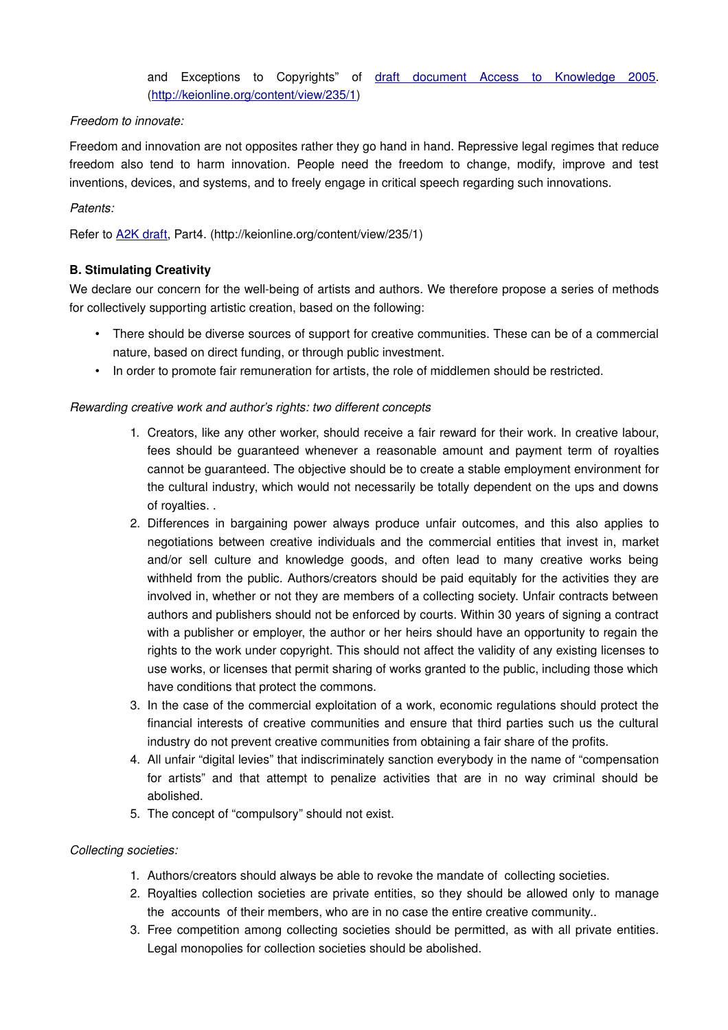and Exceptions to Copyrights" of [draft document Access to Knowledge 2005](http://keionline.org/content/view/235/1). (http://keionline.org/content/view/235/1)

*Freedom to innovate:*

Freedom and innovation are not opposites rather they go hand in hand. Repressive legal regimes that reduce freedom also tend to harm innovation. People need the freedom to change, modify, improve and test inventions, devices, and systems, and to freely engage in critical speech regarding such innovations.

*Patents:*

Refer to [A2K draft](http://keionline.org/content/view/235/1), Part4. (http://keionline.org/content/view/235/1)

**B. Stimulating Creativity**

We declare our concern for the well-being of artists and authors. We therefore propose a series of methods for collectively supporting artistic creation, based on the following:

- There should be diverse sources of support for creative communities. These can be of a commercial nature, based on direct funding, or through public investment.
- In order to promote fair remuneration for artists, the role of middlemen should be restricted.

*Rewarding creative work and author's rights: two different concepts*

1. Creators, like any other worker, should receive a fair reward for their work. In creative labour, fees should be guaranteed whenever a reasonable amount and payment term of royalties cannot be guaranteed. The objective should be to create a stable employment environment for the cultural industry, which would not necessarily be totally dependent on the ups and downs of royalties. .
2. Differences in bargaining power always produce unfair outcomes, and this also applies to negotiations between creative individuals and the commercial entities that invest in, market and/or sell culture and knowledge goods, and often lead to many creative works being withheld from the public. Authors/creators should be paid equitably for the activities they are involved in, whether or not they are members of a collecting society. Unfair contracts between authors and publishers should not be enforced by courts. Within 30 years of signing a contract with a publisher or employer, the author or her heirs should have an opportunity to regain the rights to the work under copyright. This should not affect the validity of any existing licenses to use works, or licenses that permit sharing of works granted to the public, including those which have conditions that protect the commons.
3. In the case of the commercial exploitation of a work, economic regulations should protect the financial interests of creative communities and ensure that third parties such us the cultural industry do not prevent creative communities from obtaining a fair share of the profits.
4. All unfair "digital levies" that indiscriminately sanction everybody in the name of "compensation for artists" and that attempt to penalize activities that are in no way criminal should be abolished.
5. The concept of "compulsory" should not exist.

*Collecting societies:*

1. Authors/creators should always be able to revoke the mandate of collecting societies.
2. Royalties collection societies are private entities, so they should be allowed only to manage the accounts of their members, who are in no case the entire creative community..
3. Free competition among collecting societies should be permitted, as with all private entities. Legal monopolies for collection societies should be abolished.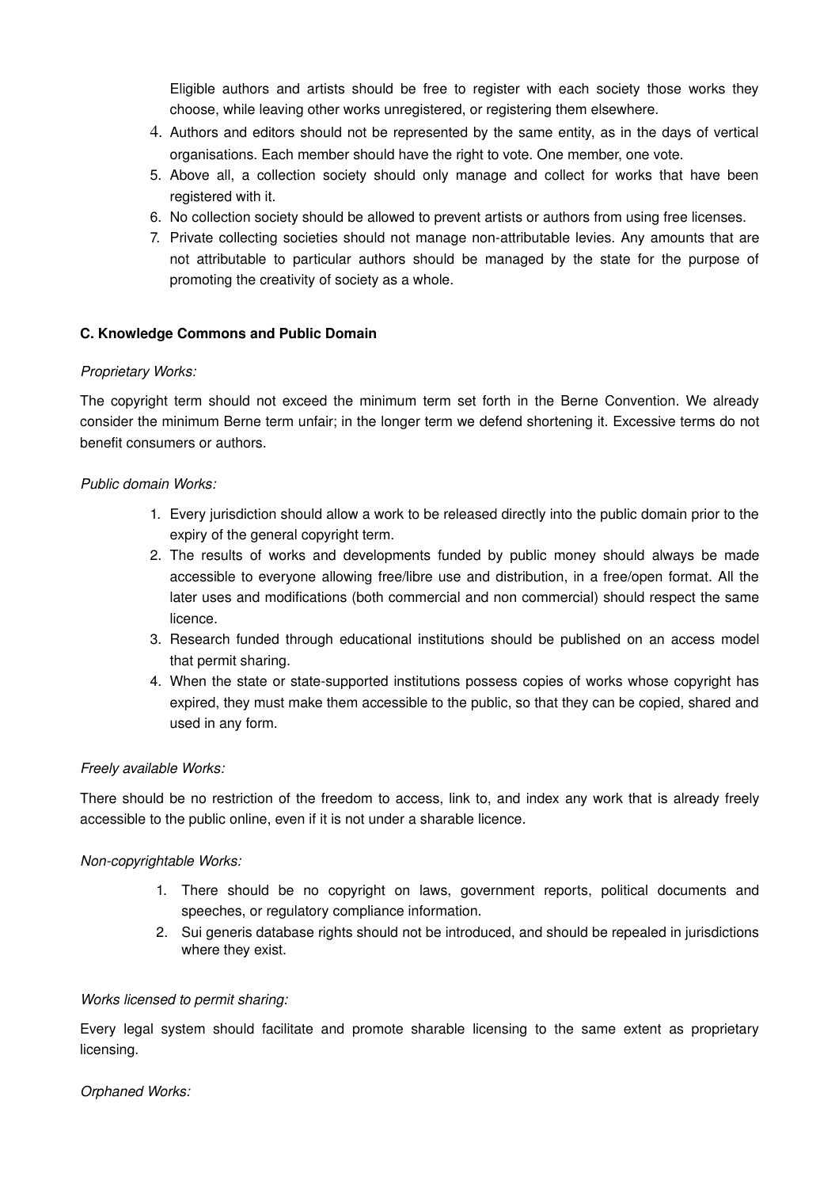Eligible authors and artists should be free to register with each society those works they choose, while leaving other works unregistered, or registering them elsewhere.

4. Authors and editors should not be represented by the same entity, as in the days of vertical organisations. Each member should have the right to vote. One member, one vote.
5. Above all, a collection society should only manage and collect for works that have been registered with it.
6. No collection society should be allowed to prevent artists or authors from using free licenses.
7. Private collecting societies should not manage non-attributable levies. Any amounts that are not attributable to particular authors should be managed by the state for the purpose of promoting the creativity of society as a whole.

#### C. Knowledge Commons and Public Domain

*Proprietary Works:*

The copyright term should not exceed the minimum term set forth in the Berne Convention. We already consider the minimum Berne term unfair; in the longer term we defend shortening it. Excessive terms do not benefit consumers or authors.

*Public domain Works:*

1. Every jurisdiction should allow a work to be released directly into the public domain prior to the expiry of the general copyright term.
2. The results of works and developments funded by public money should always be made accessible to everyone allowing free/libre use and distribution, in a free/open format. All the later uses and modifications (both commercial and non commercial) should respect the same licence.
3. Research funded through educational institutions should be published on an access model that permit sharing.
4. When the state or state-supported institutions possess copies of works whose copyright has expired, they must make them accessible to the public, so that they can be copied, shared and used in any form.

*Freely available Works:*

There should be no restriction of the freedom to access, link to, and index any work that is already freely accessible to the public online, even if it is not under a sharable licence.

*Non-copyrightable Works:*

1. There should be no copyright on laws, government reports, political documents and speeches, or regulatory compliance information.
2. Sui generis database rights should not be introduced, and should be repealed in jurisdictions where they exist.

*Works licensed to permit sharing:*

Every legal system should facilitate and promote sharable licensing to the same extent as proprietary licensing.

*Orphaned Works:*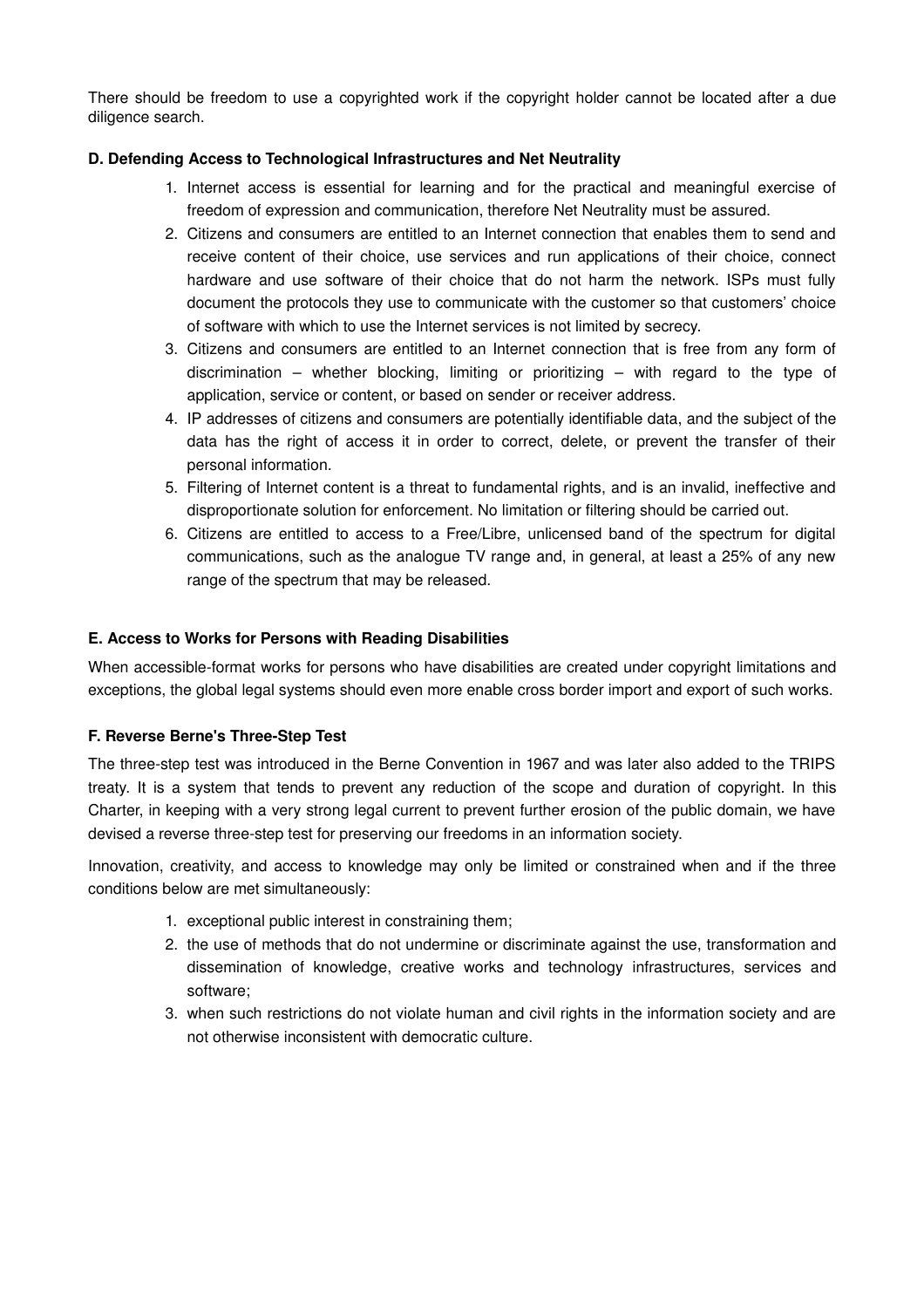There should be freedom to use a copyrighted work if the copyright holder cannot be located after a due diligence search.

**D. Defending Access to Technological Infrastructures and Net Neutrality**

1. Internet access is essential for learning and for the practical and meaningful exercise of freedom of expression and communication, therefore Net Neutrality must be assured.
2. Citizens and consumers are entitled to an Internet connection that enables them to send and receive content of their choice, use services and run applications of their choice, connect hardware and use software of their choice that do not harm the network. ISPs must fully document the protocols they use to communicate with the customer so that customers' choice of software with which to use the Internet services is not limited by secrecy.
3. Citizens and consumers are entitled to an Internet connection that is free from any form of discrimination – whether blocking, limiting or prioritizing – with regard to the type of application, service or content, or based on sender or receiver address.
4. IP addresses of citizens and consumers are potentially identifiable data, and the subject of the data has the right of access it in order to correct, delete, or prevent the transfer of their personal information.
5. Filtering of Internet content is a threat to fundamental rights, and is an invalid, ineffective and disproportionate solution for enforcement. No limitation or filtering should be carried out.
6. Citizens are entitled to access to a Free/Libre, unlicensed band of the spectrum for digital communications, such as the analogue TV range and, in general, at least a 25% of any new range of the spectrum that may be released.

**E. Access to Works for Persons with Reading Disabilities**

When accessible-format works for persons who have disabilities are created under copyright limitations and exceptions, the global legal systems should even more enable cross border import and export of such works.

**F. Reverse Berne's Three-Step Test**

The three-step test was introduced in the Berne Convention in 1967 and was later also added to the TRIPS treaty. It is a system that tends to prevent any reduction of the scope and duration of copyright. In this Charter, in keeping with a very strong legal current to prevent further erosion of the public domain, we have devised a reverse three-step test for preserving our freedoms in an information society.

Innovation, creativity, and access to knowledge may only be limited or constrained when and if the three conditions below are met simultaneously:

1. exceptional public interest in constraining them;
2. the use of methods that do not undermine or discriminate against the use, transformation and dissemination of knowledge, creative works and technology infrastructures, services and software;
3. when such restrictions do not violate human and civil rights in the information society and are not otherwise inconsistent with democratic culture.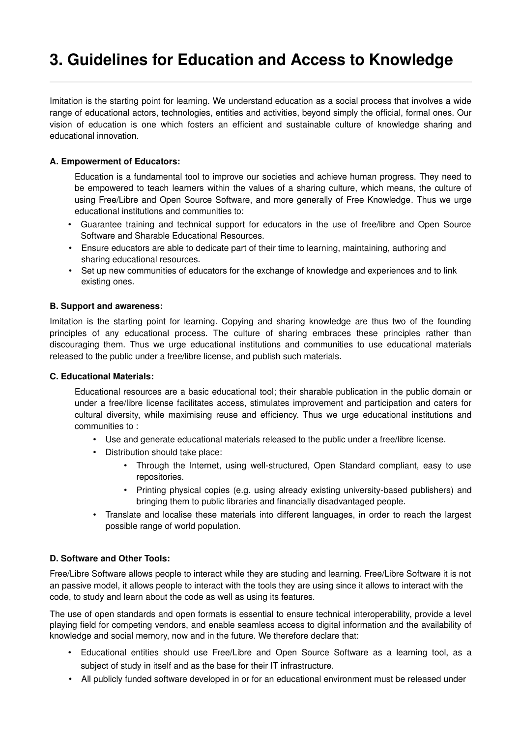# 3. Guidelines for Education and Access to Knowledge

Imitation is the starting point for learning. We understand education as a social process that involves a wide range of educational actors, technologies, entities and activities, beyond simply the official, formal ones. Our vision of education is one which fosters an efficient and sustainable culture of knowledge sharing and educational innovation.

**A. Empowerment of Educators:**

Education is a fundamental tool to improve our societies and achieve human progress. They need to be empowered to teach learners within the values of a sharing culture, which means, the culture of using Free/Libre and Open Source Software, and more generally of Free Knowledge. Thus we urge educational institutions and communities to:

- Guarantee training and technical support for educators in the use of free/libre and Open Source Software and Sharable Educational Resources.
- Ensure educators are able to dedicate part of their time to learning, maintaining, authoring and sharing educational resources.
- Set up new communities of educators for the exchange of knowledge and experiences and to link existing ones.

**B. Support and awareness:**

Imitation is the starting point for learning. Copying and sharing knowledge are thus two of the founding principles of any educational process. The culture of sharing embraces these principles rather than discouraging them. Thus we urge educational institutions and communities to use educational materials released to the public under a free/libre license, and publish such materials.

**C. Educational Materials:**

Educational resources are a basic educational tool; their sharable publication in the public domain or under a free/libre license facilitates access, stimulates improvement and participation and caters for cultural diversity, while maximising reuse and efficiency. Thus we urge educational institutions and communities to :

- Use and generate educational materials released to the public under a free/libre license.
- Distribution should take place:
  - Through the Internet, using well-structured, Open Standard compliant, easy to use repositories.
  - Printing physical copies (e.g. using already existing university-based publishers) and bringing them to public libraries and financially disadvantaged people.
- Translate and localise these materials into different languages, in order to reach the largest possible range of world population.

**D. Software and Other Tools:**

Free/Libre Software allows people to interact while they are studing and learning. Free/Libre Software it is not an passive model, it allows people to interact with the tools they are using since it allows to interact with the code, to study and learn about the code as well as using its features.

The use of open standards and open formats is essential to ensure technical interoperability, provide a level playing field for competing vendors, and enable seamless access to digital information and the availability of knowledge and social memory, now and in the future. We therefore declare that:

- Educational entities should use Free/Libre and Open Source Software as a learning tool, as a subject of study in itself and as the base for their IT infrastructure.
- All publicly funded software developed in or for an educational environment must be released under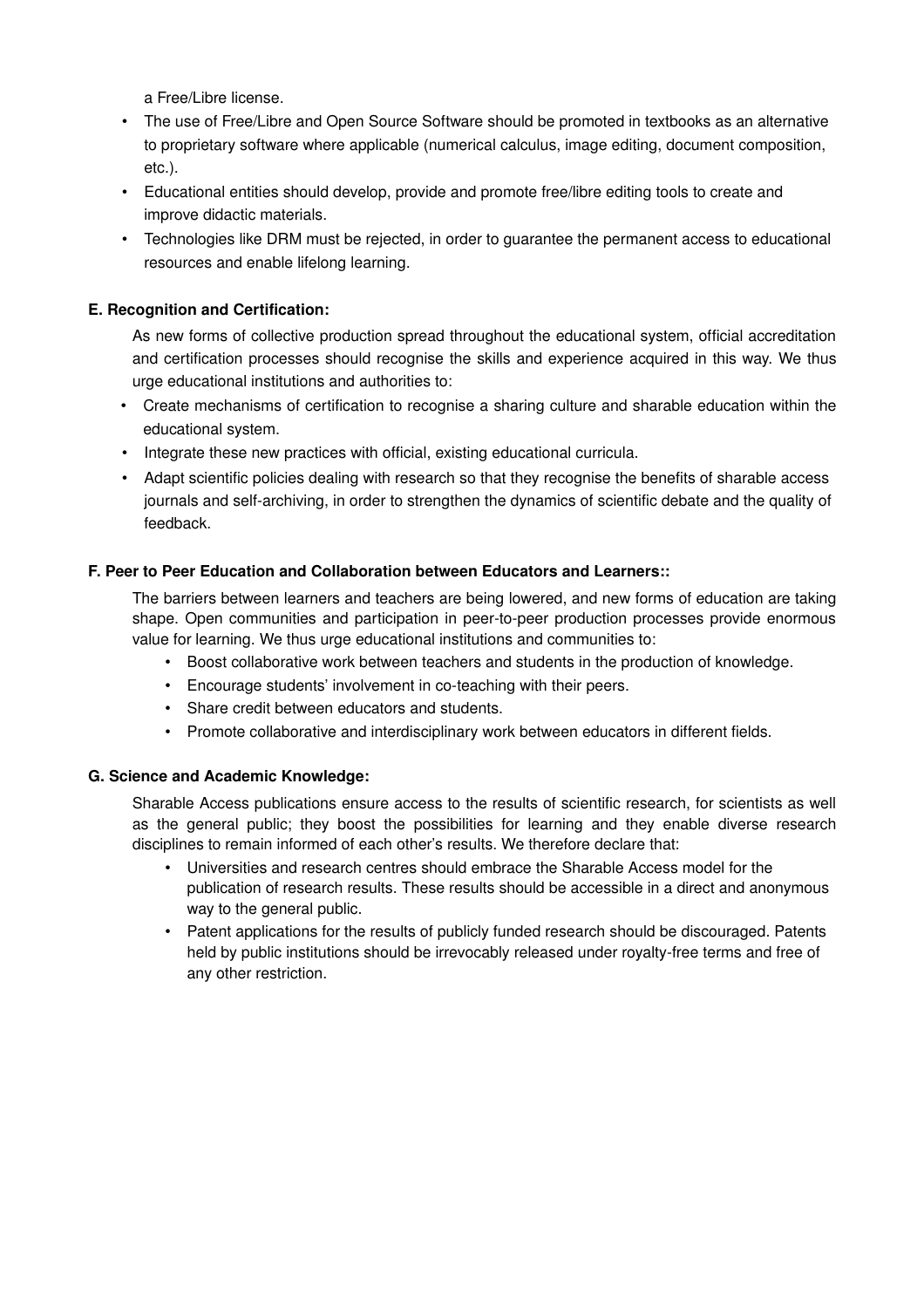a Free/Libre license.

- The use of Free/Libre and Open Source Software should be promoted in textbooks as an alternative to proprietary software where applicable (numerical calculus, image editing, document composition, etc.).
- Educational entities should develop, provide and promote free/libre editing tools to create and improve didactic materials.
- Technologies like DRM must be rejected, in order to guarantee the permanent access to educational resources and enable lifelong learning.

**E. Recognition and Certification:**

As new forms of collective production spread throughout the educational system, official accreditation and certification processes should recognise the skills and experience acquired in this way. We thus urge educational institutions and authorities to:

- Create mechanisms of certification to recognise a sharing culture and sharable education within the educational system.
- Integrate these new practices with official, existing educational curricula.
- Adapt scientific policies dealing with research so that they recognise the benefits of sharable access journals and self-archiving, in order to strengthen the dynamics of scientific debate and the quality of feedback.

**F. Peer to Peer Education and Collaboration between Educators and Learners::**

The barriers between learners and teachers are being lowered, and new forms of education are taking shape. Open communities and participation in peer-to-peer production processes provide enormous value for learning. We thus urge educational institutions and communities to:

- Boost collaborative work between teachers and students in the production of knowledge.
- Encourage students' involvement in co-teaching with their peers.
- Share credit between educators and students.
- Promote collaborative and interdisciplinary work between educators in different fields.

**G. Science and Academic Knowledge:**

Sharable Access publications ensure access to the results of scientific research, for scientists as well as the general public; they boost the possibilities for learning and they enable diverse research disciplines to remain informed of each other's results. We therefore declare that:

- Universities and research centres should embrace the Sharable Access model for the publication of research results. These results should be accessible in a direct and anonymous way to the general public.
- Patent applications for the results of publicly funded research should be discouraged. Patents held by public institutions should be irrevocably released under royalty-free terms and free of any other restriction.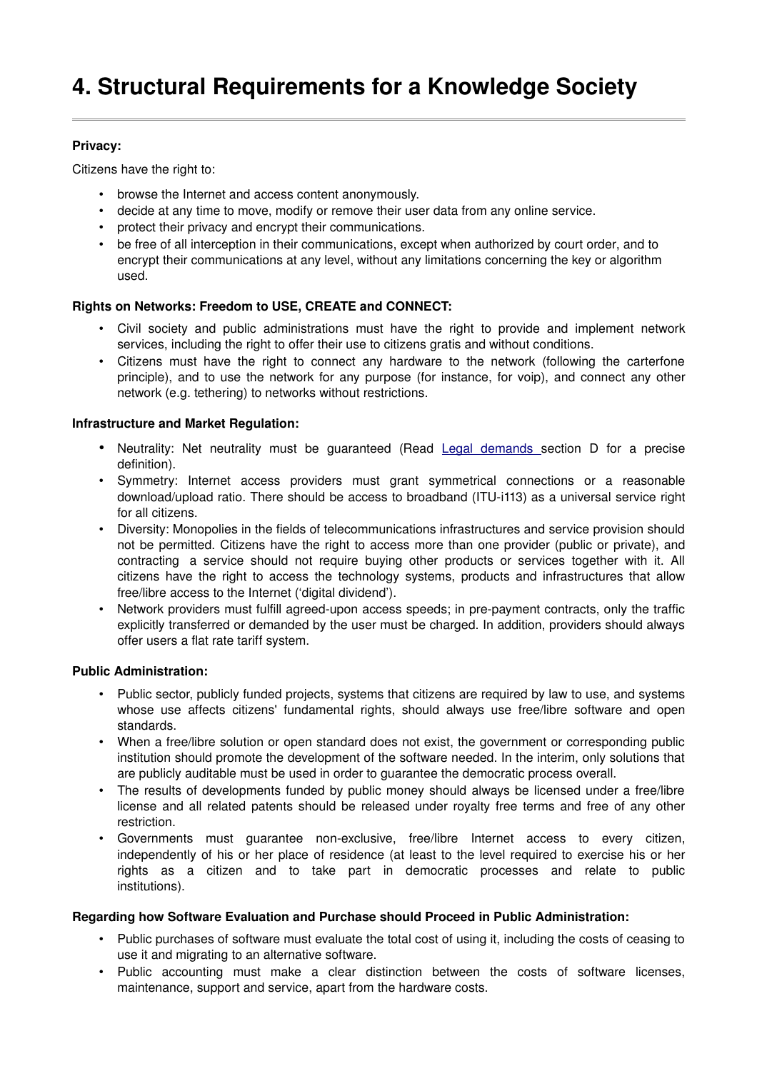# 4. Structural Requirements for a Knowledge Society

**Privacy:**

Citizens have the right to:

- browse the Internet and access content anonymously.
- decide at any time to move, modify or remove their user data from any online service.
- protect their privacy and encrypt their communications.
- be free of all interception in their communications, except when authorized by court order, and to encrypt their communications at any level, without any limitations concerning the key or algorithm used.

**Rights on Networks: Freedom to USE, CREATE and CONNECT:**

- Civil society and public administrations must have the right to provide and implement network services, including the right to offer their use to citizens gratis and without conditions.
- Citizens must have the right to connect any hardware to the network (following the carterfone principle), and to use the network for any purpose (for instance, for voip), and connect any other network (e.g. tethering) to networks without restrictions.

**Infrastructure and Market Regulation:**

- Neutrality: Net neutrality must be guaranteed (Read [Legal demands ]section D for a precise definition).
- Symmetry: Internet access providers must grant symmetrical connections or a reasonable download/upload ratio. There should be access to broadband (ITU-i113) as a universal service right for all citizens.
- Diversity: Monopolies in the fields of telecommunications infrastructures and service provision should not be permitted. Citizens have the right to access more than one provider (public or private), and contracting a service should not require buying other products or services together with it. All citizens have the right to access the technology systems, products and infrastructures that allow free/libre access to the Internet ('digital dividend').
- Network providers must fulfill agreed-upon access speeds; in pre-payment contracts, only the traffic explicitly transferred or demanded by the user must be charged. In addition, providers should always offer users a flat rate tariff system.

**Public Administration:**

- Public sector, publicly funded projects, systems that citizens are required by law to use, and systems whose use affects citizens' fundamental rights, should always use free/libre software and open standards.
- When a free/libre solution or open standard does not exist, the government or corresponding public institution should promote the development of the software needed. In the interim, only solutions that are publicly auditable must be used in order to guarantee the democratic process overall.
- The results of developments funded by public money should always be licensed under a free/libre license and all related patents should be released under royalty free terms and free of any other restriction.
- Governments must guarantee non-exclusive, free/libre Internet access to every citizen, independently of his or her place of residence (at least to the level required to exercise his or her rights as a citizen and to take part in democratic processes and relate to public institutions).

**Regarding how Software Evaluation and Purchase should Proceed in Public Administration:**

- Public purchases of software must evaluate the total cost of using it, including the costs of ceasing to use it and migrating to an alternative software.
- Public accounting must make a clear distinction between the costs of software licenses, maintenance, support and service, apart from the hardware costs.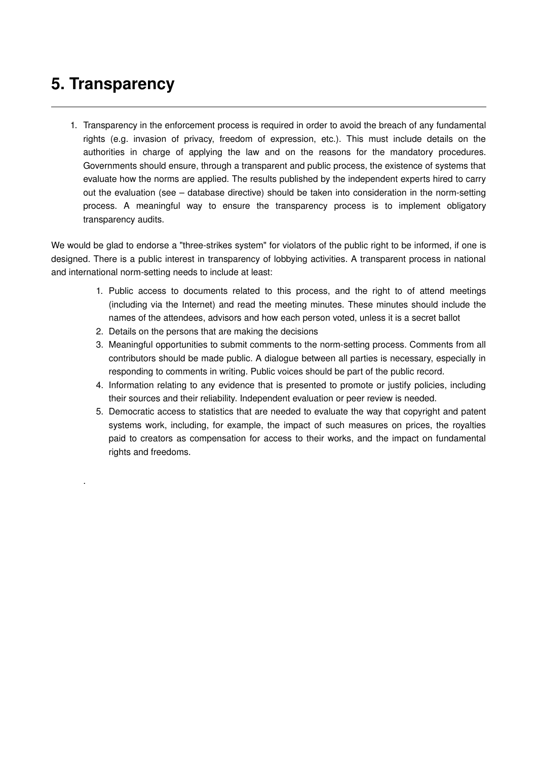# 5. Transparency

---

1. Transparency in the enforcement process is required in order to avoid the breach of any fundamental rights (e.g. invasion of privacy, freedom of expression, etc.). This must include details on the authorities in charge of applying the law and on the reasons for the mandatory procedures. Governments should ensure, through a transparent and public process, the existence of systems that evaluate how the norms are applied. The results published by the independent experts hired to carry out the evaluation (see – database directive) should be taken into consideration in the norm-setting process. A meaningful way to ensure the transparency process is to implement obligatory transparency audits.

We would be glad to endorse a "three-strikes system" for violators of the public right to be informed, if one is designed. There is a public interest in transparency of lobbying activities. A transparent process in national and international norm-setting needs to include at least:

1. Public access to documents related to this process, and the right to of attend meetings (including via the Internet) and read the meeting minutes. These minutes should include the names of the attendees, advisors and how each person voted, unless it is a secret ballot
2. Details on the persons that are making the decisions
3. Meaningful opportunities to submit comments to the norm-setting process. Comments from all contributors should be made public. A dialogue between all parties is necessary, especially in responding to comments in writing. Public voices should be part of the public record.
4. Information relating to any evidence that is presented to promote or justify policies, including their sources and their reliability. Independent evaluation or peer review is needed.
5. Democratic access to statistics that are needed to evaluate the way that copyright and patent systems work, including, for example, the impact of such measures on prices, the royalties paid to creators as compensation for access to their works, and the impact on fundamental rights and freedoms.

.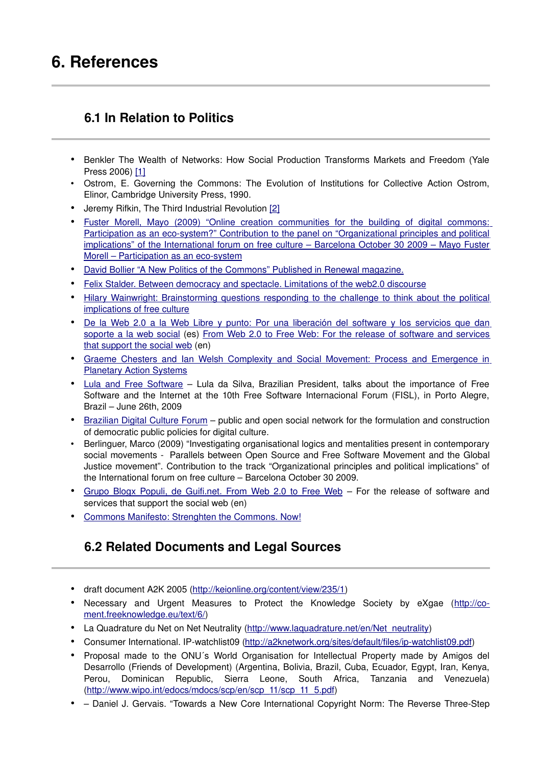# 6. References

## 6.1 In Relation to Politics

- Benkler The Wealth of Networks: How Social Production Transforms Markets and Freedom (Yale Press 2006) [1]
- Ostrom, E. Governing the Commons: The Evolution of Institutions for Collective Action Ostrom, Elinor, Cambridge University Press, 1990.
- Jeremy Rifkin, The Third Industrial Revolution [2]
- Fuster Morell, Mayo (2009) "Online creation communities for the building of digital commons: Participation as an eco-system?" Contribution to the panel on "Organizational principles and political implications" of the International forum on free culture – Barcelona October 30 2009 – Mayo Fuster Morell – Participation as an eco-system
- David Bollier "A New Politics of the Commons" Published in Renewal magazine.
- Felix Stalder. Between democracy and spectacle. Limitations of the web2.0 discourse
- Hilary Wainwright: Brainstorming questions responding to the challenge to think about the political implications of free culture
- De la Web 2.0 a la Web Libre y punto: Por una liberación del software y los servicios que dan soporte a la web social (es) From Web 2.0 to Free Web: For the release of software and services that support the social web (en)
- Graeme Chesters and Ian Welsh Complexity and Social Movement: Process and Emergence in Planetary Action Systems
- Lula and Free Software – Lula da Silva, Brazilian President, talks about the importance of Free Software and the Internet at the 10th Free Software Internacional Forum (FISL), in Porto Alegre, Brazil – June 26th, 2009
- Brazilian Digital Culture Forum – public and open social network for the formulation and construction of democratic public policies for digital culture.
- Berlinguer, Marco (2009) "Investigating organisational logics and mentalities present in contemporary social movements - Parallels between Open Source and Free Software Movement and the Global Justice movement". Contribution to the track "Organizational principles and political implications" of the International forum on free culture – Barcelona October 30 2009.
- Grupo Blogx Populi, de Guifi.net. From Web 2.0 to Free Web – For the release of software and services that support the social web (en)
- Commons Manifesto: Strenghten the Commons. Now!

## 6.2 Related Documents and Legal Sources

- draft document A2K 2005 (http://keionline.org/content/view/235/1)
- Necessary and Urgent Measures to Protect the Knowledge Society by eXgae (http://co-ment.freeknowledge.eu/text/6/)
- La Quadrature du Net on Net Neutrality (http://www.laquadrature.net/en/Net_neutrality)
- Consumer International. IP-watchlist09 (http://a2knetwork.org/sites/default/files/ip-watchlist09.pdf)
- Proposal made to the ONU´s World Organisation for Intellectual Property made by Amigos del Desarrollo (Friends of Development) (Argentina, Bolivia, Brazil, Cuba, Ecuador, Egypt, Iran, Kenya, Perou, Dominican Republic, Sierra Leone, South Africa, Tanzania and Venezuela) (http://www.wipo.int/edocs/mdocs/scp/en/scp_11/scp_11_5.pdf)
- – Daniel J. Gervais. "Towards a New Core International Copyright Norm: The Reverse Three-Step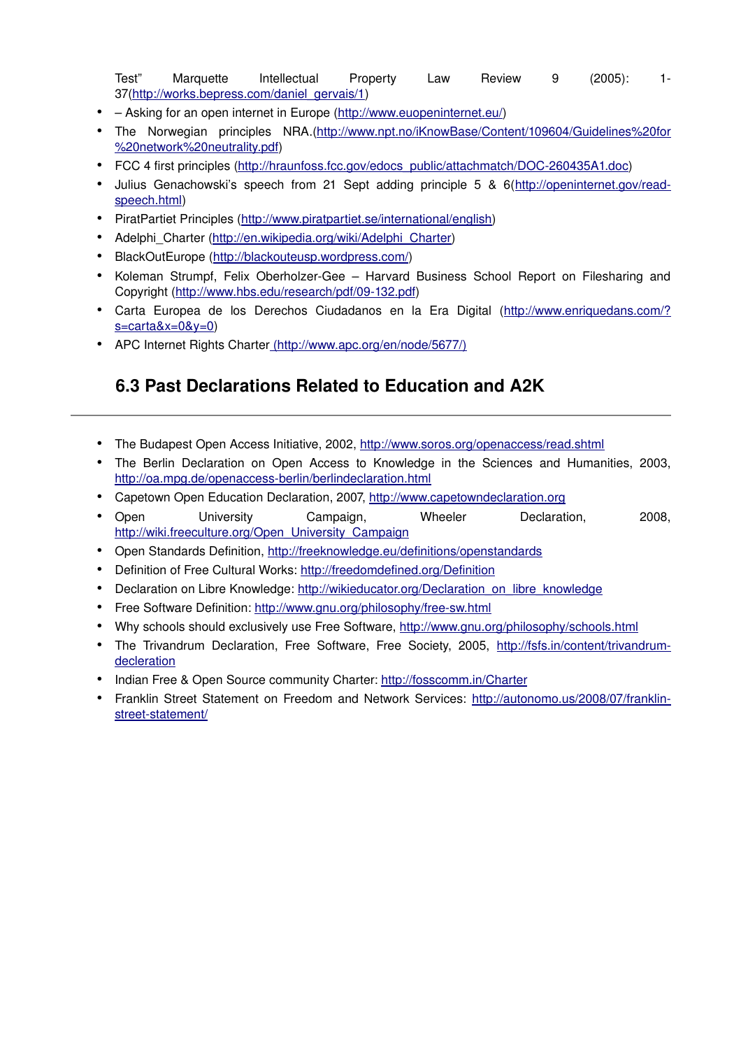Test" Marquette Intellectual Property Law Review 9 (2005): 1-37(http://works.bepress.com/daniel_gervais/1)

- – Asking for an open internet in Europe (http://www.euopeninternet.eu/)
- The Norwegian principles NRA.(http://www.npt.no/iKnowBase/Content/109604/Guidelines%20for%20network%20neutrality.pdf)
- FCC 4 first principles (http://hraunfoss.fcc.gov/edocs_public/attachmatch/DOC-260435A1.doc)
- Julius Genachowski's speech from 21 Sept adding principle 5 & 6(http://openinternet.gov/read-speech.html)
- PiratPartiet Principles (http://www.piratpartiet.se/international/english)
- Adelphi_Charter (http://en.wikipedia.org/wiki/Adelphi_Charter)
- BlackOutEurope (http://blackouteusp.wordpress.com/)
- Koleman Strumpf, Felix Oberholzer-Gee – Harvard Business School Report on Filesharing and Copyright (http://www.hbs.edu/research/pdf/09-132.pdf)
- Carta Europea de los Derechos Ciudadanos en la Era Digital (http://www.enriquedans.com/?s=carta&x=0&y=0)
- APC Internet Rights Charter (http://www.apc.org/en/node/5677/)

## 6.3 Past Declarations Related to Education and A2K

- The Budapest Open Access Initiative, 2002, http://www.soros.org/openaccess/read.shtml
- The Berlin Declaration on Open Access to Knowledge in the Sciences and Humanities, 2003, http://oa.mpg.de/openaccess-berlin/berlindeclaration.html
- Capetown Open Education Declaration, 2007, http://www.capetowndeclaration.org
- Open University Campaign, Wheeler Declaration, 2008, http://wiki.freeculture.org/Open_University_Campaign
- Open Standards Definition, http://freeknowledge.eu/definitions/openstandards
- Definition of Free Cultural Works: http://freedomdefined.org/Definition
- Declaration on Libre Knowledge: http://wikieducator.org/Declaration_on_libre_knowledge
- Free Software Definition: http://www.gnu.org/philosophy/free-sw.html
- Why schools should exclusively use Free Software, http://www.gnu.org/philosophy/schools.html
- The Trivandrum Declaration, Free Software, Free Society, 2005, http://fsfs.in/content/trivandrum-decleration
- Indian Free & Open Source community Charter: http://fosscomm.in/Charter
- Franklin Street Statement on Freedom and Network Services: http://autonomo.us/2008/07/franklin-street-statement/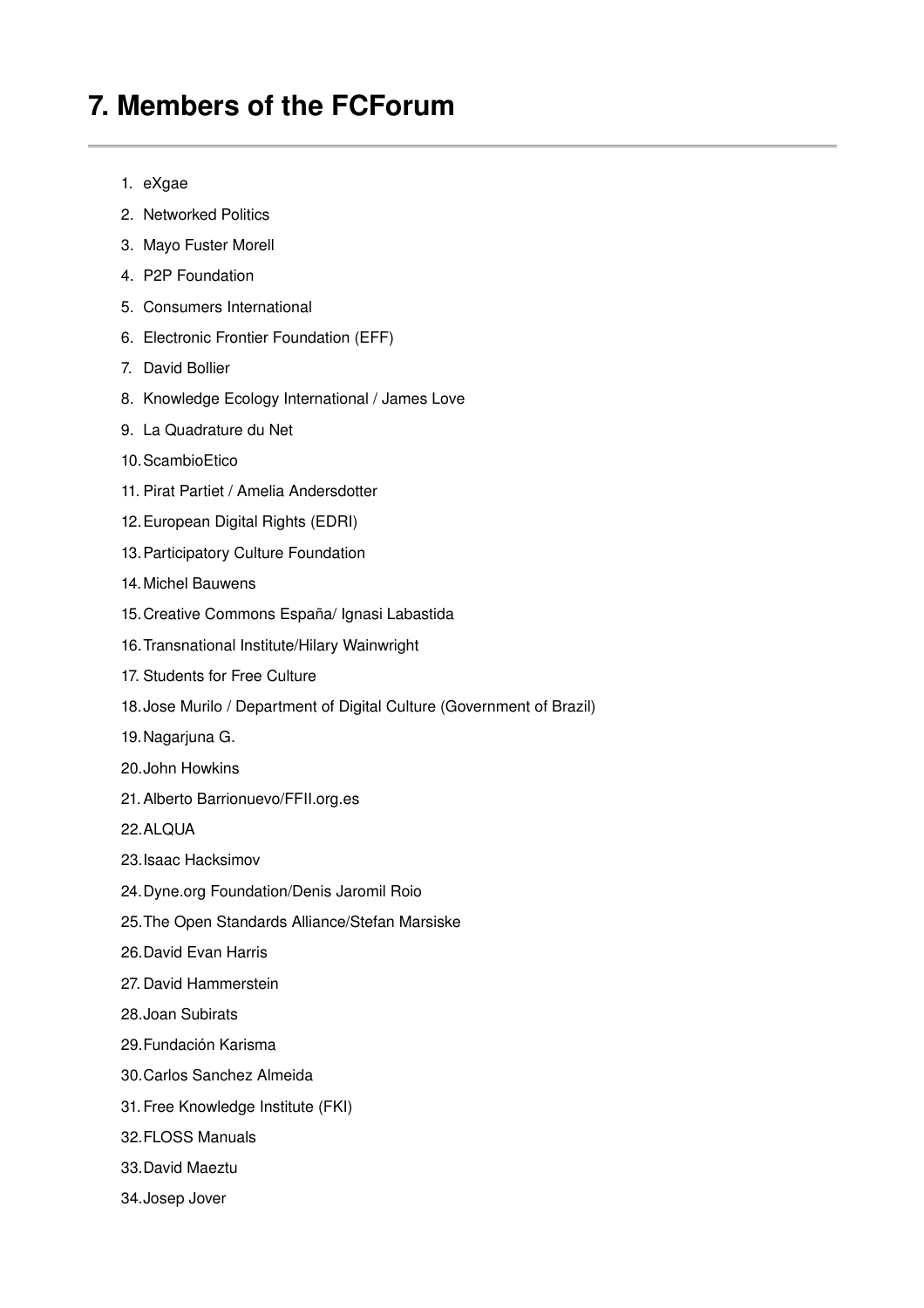# 7. Members of the FCForum

1. eXgae
2. Networked Politics
3. Mayo Fuster Morell
4. P2P Foundation
5. Consumers International
6. Electronic Frontier Foundation (EFF)
7. David Bollier
8. Knowledge Ecology International / James Love
9. La Quadrature du Net
10. ScambioEtico
11. Pirat Partiet / Amelia Andersdotter
12. European Digital Rights (EDRI)
13. Participatory Culture Foundation
14. Michel Bauwens
15. Creative Commons España/ Ignasi Labastida
16. Transnational Institute/Hilary Wainwright
17. Students for Free Culture
18. Jose Murilo / Department of Digital Culture (Government of Brazil)
19. Nagarjuna G.
20. John Howkins
21. Alberto Barrionuevo/FFII.org.es
22. ALQUA
23. Isaac Hacksimov
24. Dyne.org Foundation/Denis Jaromil Roio
25. The Open Standards Alliance/Stefan Marsiske
26. David Evan Harris
27. David Hammerstein
28. Joan Subirats
29. Fundación Karisma
30. Carlos Sanchez Almeida
31. Free Knowledge Institute (FKI)
32. FLOSS Manuals
33. David Maeztu
34. Josep Jover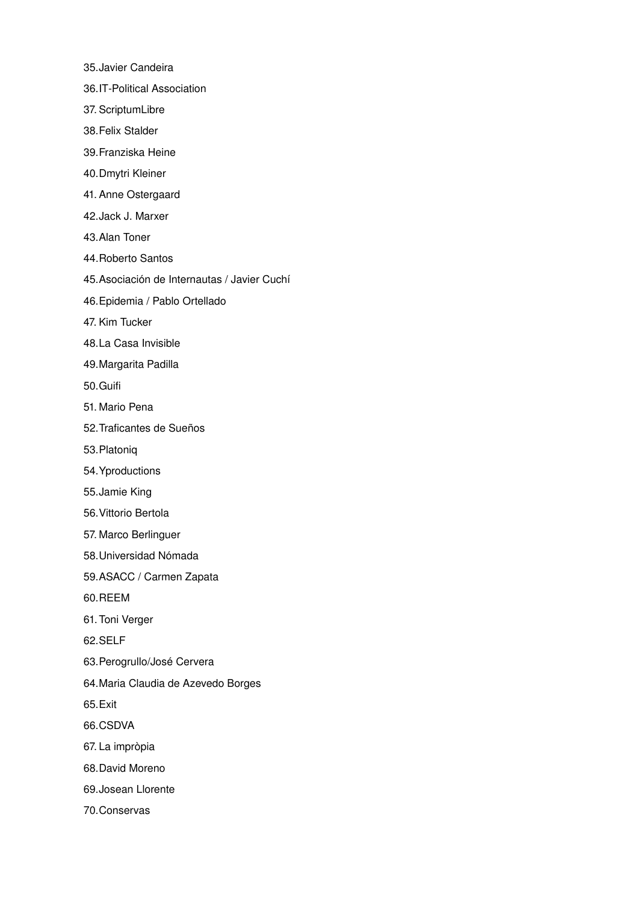35. Javier Candeira
36. IT-Political Association
37. ScriptumLibre
38. Felix Stalder
39. Franziska Heine
40. Dmytri Kleiner
41. Anne Ostergaard
42. Jack J. Marxer
43. Alan Toner
44. Roberto Santos
45. Asociación de Internautas / Javier Cuchí
46. Epidemia / Pablo Ortellado
47. Kim Tucker
48. La Casa Invisible
49. Margarita Padilla
50. Guifi
51. Mario Pena
52. Traficantes de Sueños
53. Platoniq
54. Yproductions
55. Jamie King
56. Vittorio Bertola
57. Marco Berlinguer
58. Universidad Nómada
59. ASACC / Carmen Zapata
60. REEM
61. Toni Verger
62. SELF
63. Perogrullo/José Cervera
64. Maria Claudia de Azevedo Borges
65. Exit
66. CSDVA
67. La impròpia
68. David Moreno
69. Josean Llorente
70. Conservas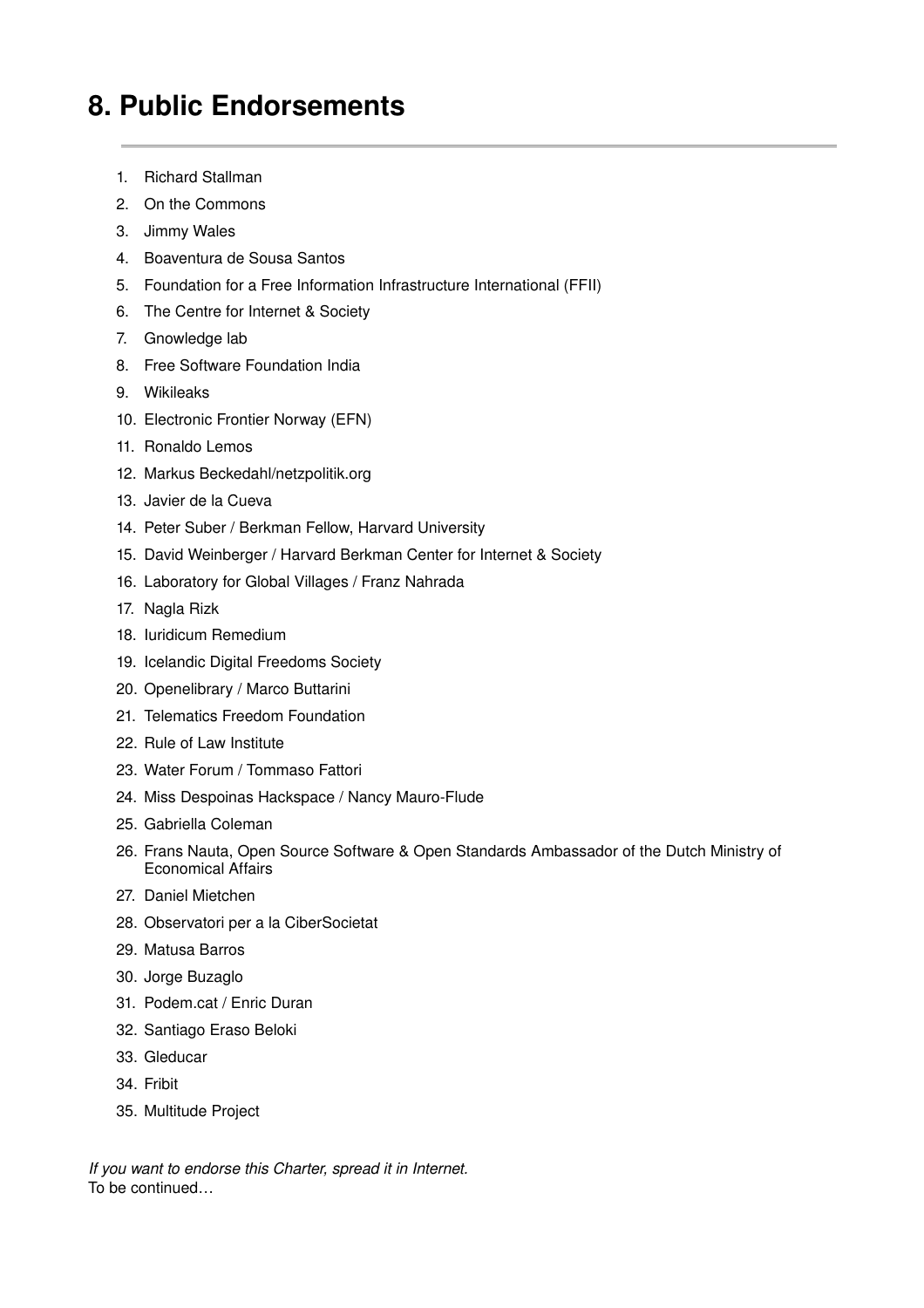# 8. Public Endorsements

1. Richard Stallman
2. On the Commons
3. Jimmy Wales
4. Boaventura de Sousa Santos
5. Foundation for a Free Information Infrastructure International (FFII)
6. The Centre for Internet & Society
7. Gnowledge lab
8. Free Software Foundation India
9. Wikileaks
10. Electronic Frontier Norway (EFN)
11. Ronaldo Lemos
12. Markus Beckedahl/netzpolitik.org
13. Javier de la Cueva
14. Peter Suber / Berkman Fellow, Harvard University
15. David Weinberger / Harvard Berkman Center for Internet & Society
16. Laboratory for Global Villages / Franz Nahrada
17. Nagla Rizk
18. Iuridicum Remedium
19. Icelandic Digital Freedoms Society
20. Openelibrary / Marco Buttarini
21. Telematics Freedom Foundation
22. Rule of Law Institute
23. Water Forum / Tommaso Fattori
24. Miss Despoinas Hackspace / Nancy Mauro-Flude
25. Gabriella Coleman
26. Frans Nauta, Open Source Software & Open Standards Ambassador of the Dutch Ministry of Economical Affairs
27. Daniel Mietchen
28. Observatori per a la CiberSocietat
29. Matusa Barros
30. Jorge Buzaglo
31. Podem.cat / Enric Duran
32. Santiago Eraso Beloki
33. Gleducar
34. Fribit
35. Multitude Project

*If you want to endorse this Charter, spread it in Internet.*
To be continued…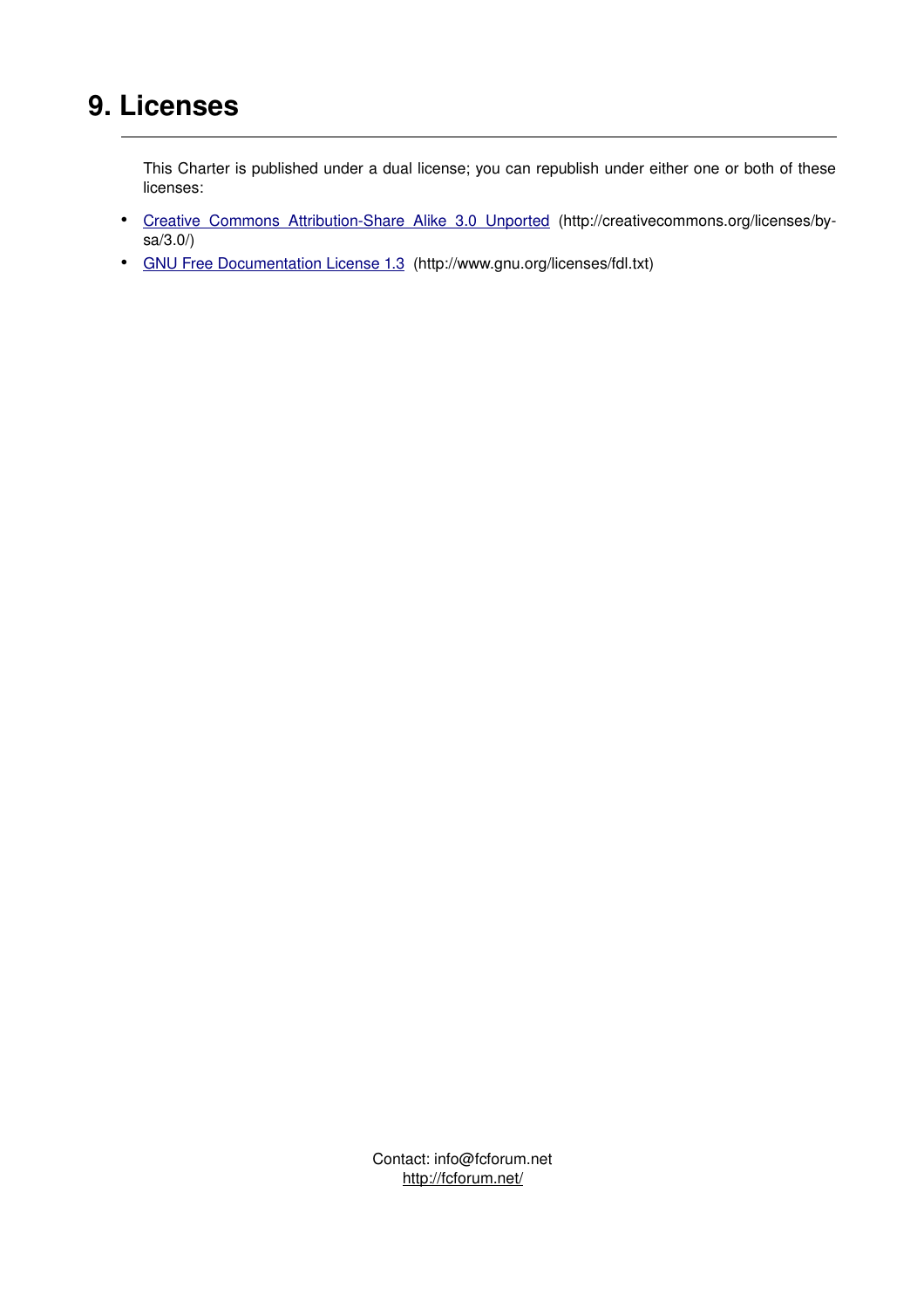# 9. Licenses

This Charter is published under a dual license; you can republish under either one or both of these licenses:

- Creative Commons Attribution-Share Alike 3.0 Unported (http://creativecommons.org/licenses/by-sa/3.0/)
- GNU Free Documentation License 1.3 (http://www.gnu.org/licenses/fdl.txt)

Contact: info@fcforum.net
http://fcforum.net/